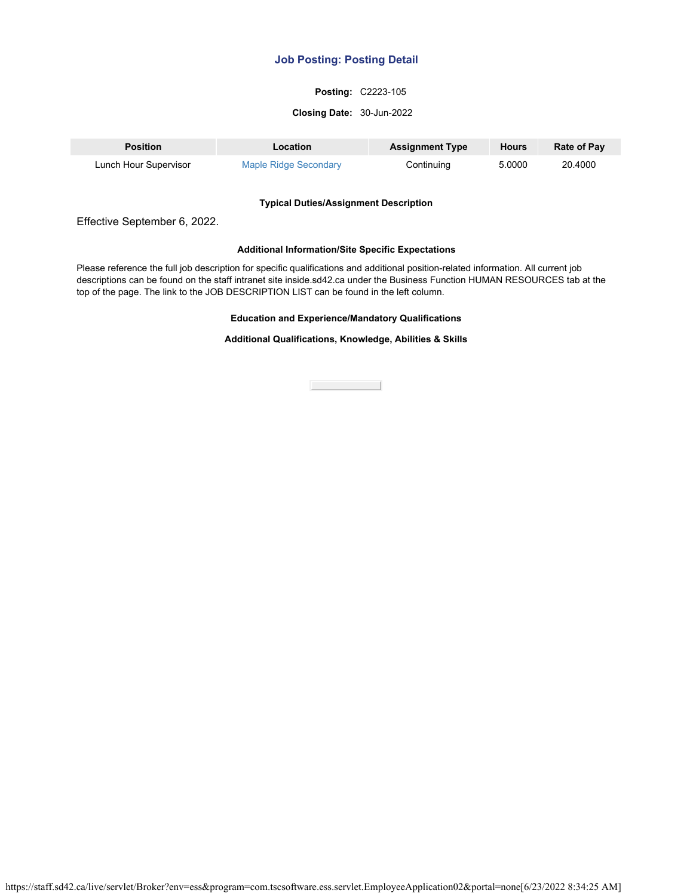## Job Posting: Posting Detail

**Posting:** C2223-105

**Closing Date:** 30-Jun-2022

| Position | Location | Assignment Type | Hours | Rate of Pay |
|---|---|---|---|---|
| Lunch Hour Supervisor | Maple Ridge Secondary | Continuing | 5.0000 | 20.4000 |

### Typical Duties/Assignment Description

Effective September 6, 2022.

### Additional Information/Site Specific Expectations

Please reference the full job description for specific qualifications and additional position-related information. All current job descriptions can be found on the staff intranet site inside.sd42.ca under the Business Function HUMAN RESOURCES tab at the top of the page. The link to the JOB DESCRIPTION LIST can be found in the left column.

### Education and Experience/Mandatory Qualifications

### Additional Qualifications, Knowledge, Abilities & Skills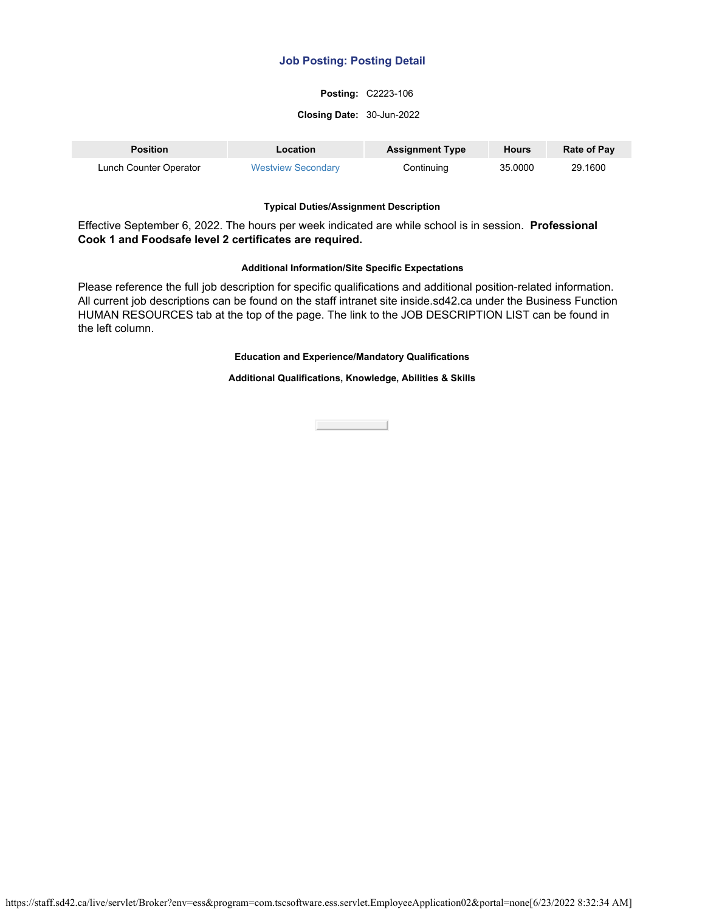# Job Posting: Posting Detail

**Posting:** C2223-106

**Closing Date:** 30-Jun-2022

| Position | Location | Assignment Type | Hours | Rate of Pay |
|---|---|---|---|---|
| Lunch Counter Operator | Westview Secondary | Continuing | 35.0000 | 29.1600 |

### Typical Duties/Assignment Description

Effective September 6, 2022. The hours per week indicated are while school is in session. **Professional Cook 1 and Foodsafe level 2 certificates are required.**

### Additional Information/Site Specific Expectations

Please reference the full job description for specific qualifications and additional position-related information. All current job descriptions can be found on the staff intranet site inside.sd42.ca under the Business Function HUMAN RESOURCES tab at the top of the page. The link to the JOB DESCRIPTION LIST can be found in the left column.

### Education and Experience/Mandatory Qualifications

### Additional Qualifications, Knowledge, Abilities & Skills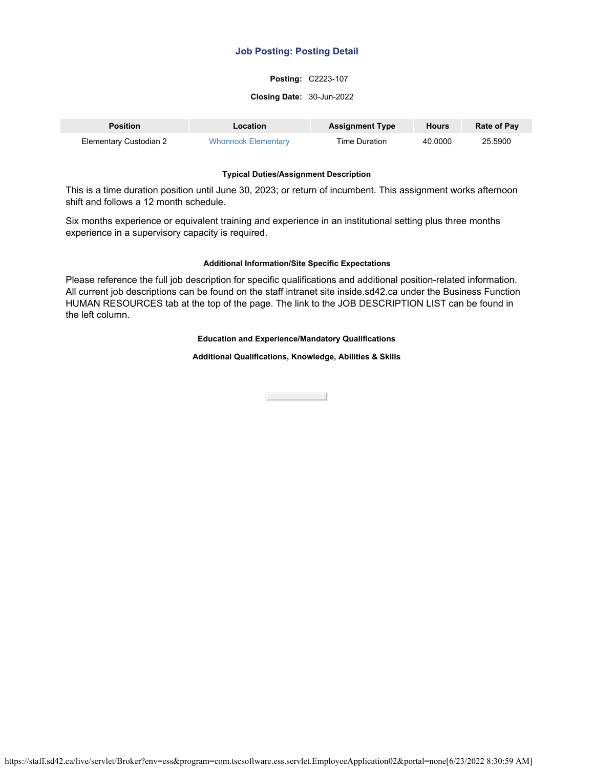## Job Posting: Posting Detail

**Posting:** C2223-107

**Closing Date:** 30-Jun-2022

| Position | Location | Assignment Type | Hours | Rate of Pay |
|---|---|---|---|---|
| Elementary Custodian 2 | Whonnock Elementary | Time Duration | 40.0000 | 25.5900 |

#### Typical Duties/Assignment Description

This is a time duration position until June 30, 2023; or return of incumbent. This assignment works afternoon shift and follows a 12 month schedule.

Six months experience or equivalent training and experience in an institutional setting plus three months experience in a supervisory capacity is required.

#### Additional Information/Site Specific Expectations

Please reference the full job description for specific qualifications and additional position-related information. All current job descriptions can be found on the staff intranet site inside.sd42.ca under the Business Function HUMAN RESOURCES tab at the top of the page. The link to the JOB DESCRIPTION LIST can be found in the left column.

#### Education and Experience/Mandatory Qualifications

#### Additional Qualifications, Knowledge, Abilities & Skills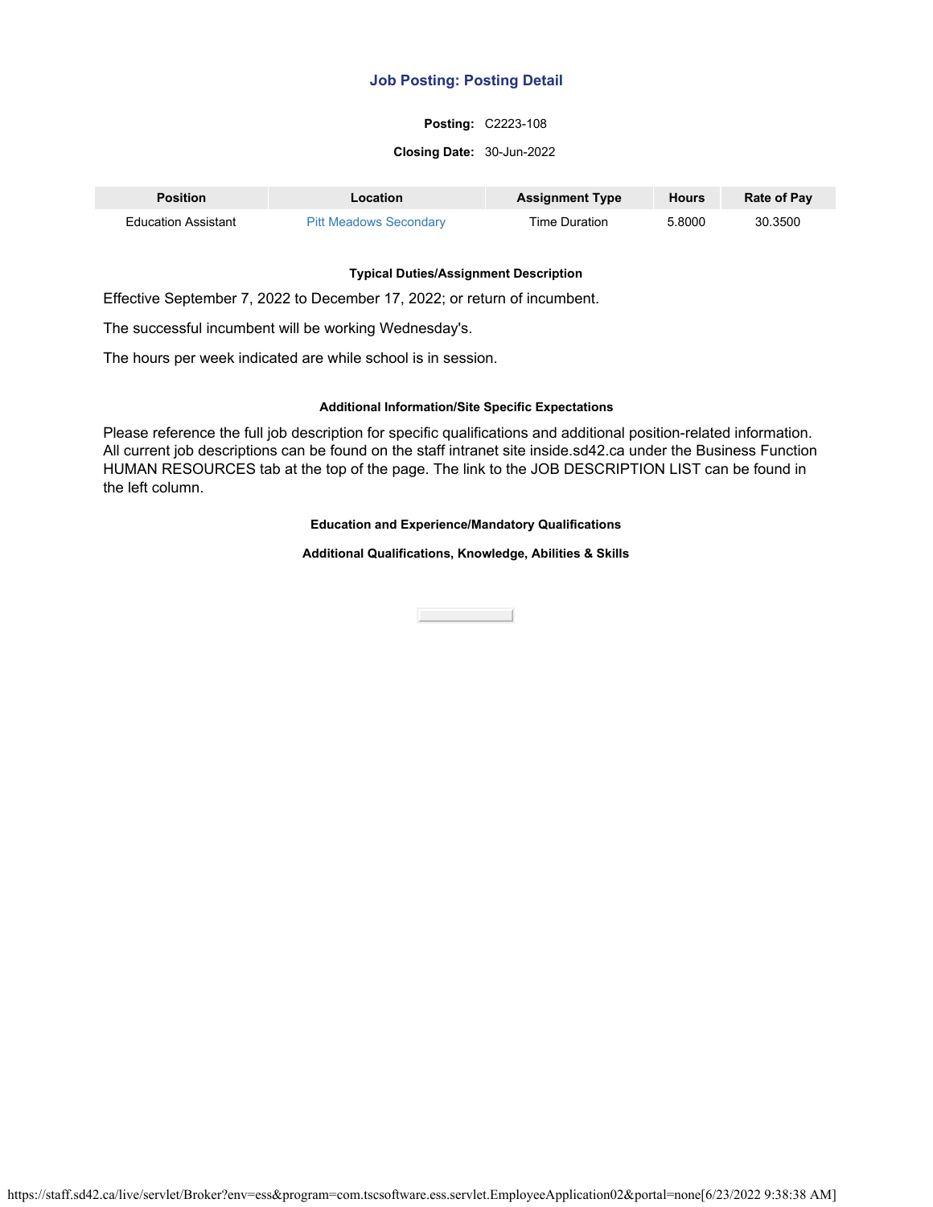## Job Posting: Posting Detail

**Posting:** C2223-108

**Closing Date:** 30-Jun-2022

| Position | Location | Assignment Type | Hours | Rate of Pay |
|---|---|---|---|---|
| Education Assistant | Pitt Meadows Secondary | Time Duration | 5.8000 | 30.3500 |

#### Typical Duties/Assignment Description

Effective September 7, 2022 to December 17, 2022; or return of incumbent.

The successful incumbent will be working Wednesday's.

The hours per week indicated are while school is in session.

#### Additional Information/Site Specific Expectations

Please reference the full job description for specific qualifications and additional position-related information. All current job descriptions can be found on the staff intranet site inside.sd42.ca under the Business Function HUMAN RESOURCES tab at the top of the page. The link to the JOB DESCRIPTION LIST can be found in the left column.

#### Education and Experience/Mandatory Qualifications

#### Additional Qualifications, Knowledge, Abilities & Skills

https://staff.sd42.ca/live/servlet/Broker?env=ess&program=com.tscsoftware.ess.servlet.EmployeeApplication02&portal=none[6/23/2022 9:38:38 AM]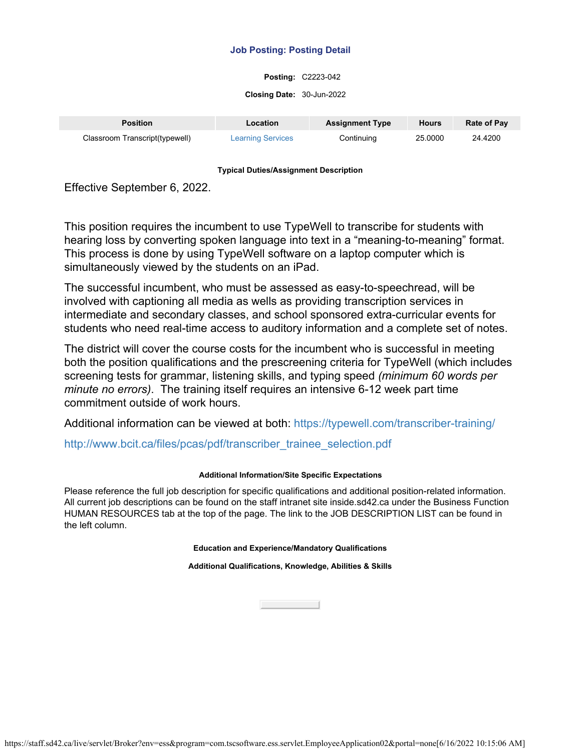## Job Posting: Posting Detail

**Posting:** C2223-042

**Closing Date:** 30-Jun-2022

| Position | Location | Assignment Type | Hours | Rate of Pay |
|---|---|---|---|---|
| Classroom Transcript(typewell) | Learning Services | Continuing | 25.0000 | 24.4200 |

### Typical Duties/Assignment Description

Effective September 6, 2022.

This position requires the incumbent to use TypeWell to transcribe for students with hearing loss by converting spoken language into text in a “meaning-to-meaning” format. This process is done by using TypeWell software on a laptop computer which is simultaneously viewed by the students on an iPad.

The successful incumbent, who must be assessed as easy-to-speechread, will be involved with captioning all media as wells as providing transcription services in intermediate and secondary classes, and school sponsored extra-curricular events for students who need real-time access to auditory information and a complete set of notes.

The district will cover the course costs for the incumbent who is successful in meeting both the position qualifications and the prescreening criteria for TypeWell (which includes screening tests for grammar, listening skills, and typing speed *(minimum 60 words per minute no errors)*. The training itself requires an intensive 6-12 week part time commitment outside of work hours.

Additional information can be viewed at both: https://typewell.com/transcriber-training/

http://www.bcit.ca/files/pcas/pdf/transcriber_trainee_selection.pdf

### Additional Information/Site Specific Expectations

Please reference the full job description for specific qualifications and additional position-related information. All current job descriptions can be found on the staff intranet site inside.sd42.ca under the Business Function HUMAN RESOURCES tab at the top of the page. The link to the JOB DESCRIPTION LIST can be found in the left column.

### Education and Experience/Mandatory Qualifications

### Additional Qualifications, Knowledge, Abilities & Skills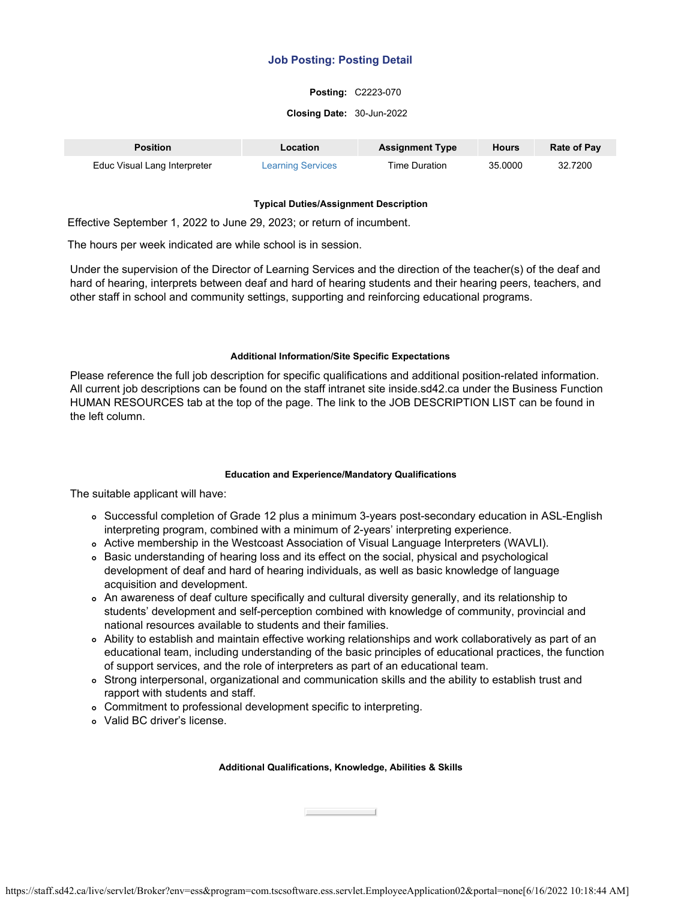## Job Posting: Posting Detail

**Posting:** C2223-070

**Closing Date:** 30-Jun-2022

| Position | Location | Assignment Type | Hours | Rate of Pay |
|---|---|---|---|---|
| Educ Visual Lang Interpreter | Learning Services | Time Duration | 35.0000 | 32.7200 |

#### Typical Duties/Assignment Description

Effective September 1, 2022 to June 29, 2023; or return of incumbent.

The hours per week indicated are while school is in session.

Under the supervision of the Director of Learning Services and the direction of the teacher(s) of the deaf and hard of hearing, interprets between deaf and hard of hearing students and their hearing peers, teachers, and other staff in school and community settings, supporting and reinforcing educational programs.

#### Additional Information/Site Specific Expectations

Please reference the full job description for specific qualifications and additional position-related information. All current job descriptions can be found on the staff intranet site inside.sd42.ca under the Business Function HUMAN RESOURCES tab at the top of the page. The link to the JOB DESCRIPTION LIST can be found in the left column.

#### Education and Experience/Mandatory Qualifications

The suitable applicant will have:

- Successful completion of Grade 12 plus a minimum 3-years post-secondary education in ASL-English interpreting program, combined with a minimum of 2-years' interpreting experience.
- Active membership in the Westcoast Association of Visual Language Interpreters (WAVLI).
- Basic understanding of hearing loss and its effect on the social, physical and psychological development of deaf and hard of hearing individuals, as well as basic knowledge of language acquisition and development.
- An awareness of deaf culture specifically and cultural diversity generally, and its relationship to students' development and self-perception combined with knowledge of community, provincial and national resources available to students and their families.
- Ability to establish and maintain effective working relationships and work collaboratively as part of an educational team, including understanding of the basic principles of educational practices, the function of support services, and the role of interpreters as part of an educational team.
- Strong interpersonal, organizational and communication skills and the ability to establish trust and rapport with students and staff.
- Commitment to professional development specific to interpreting.
- Valid BC driver's license.

#### Additional Qualifications, Knowledge, Abilities & Skills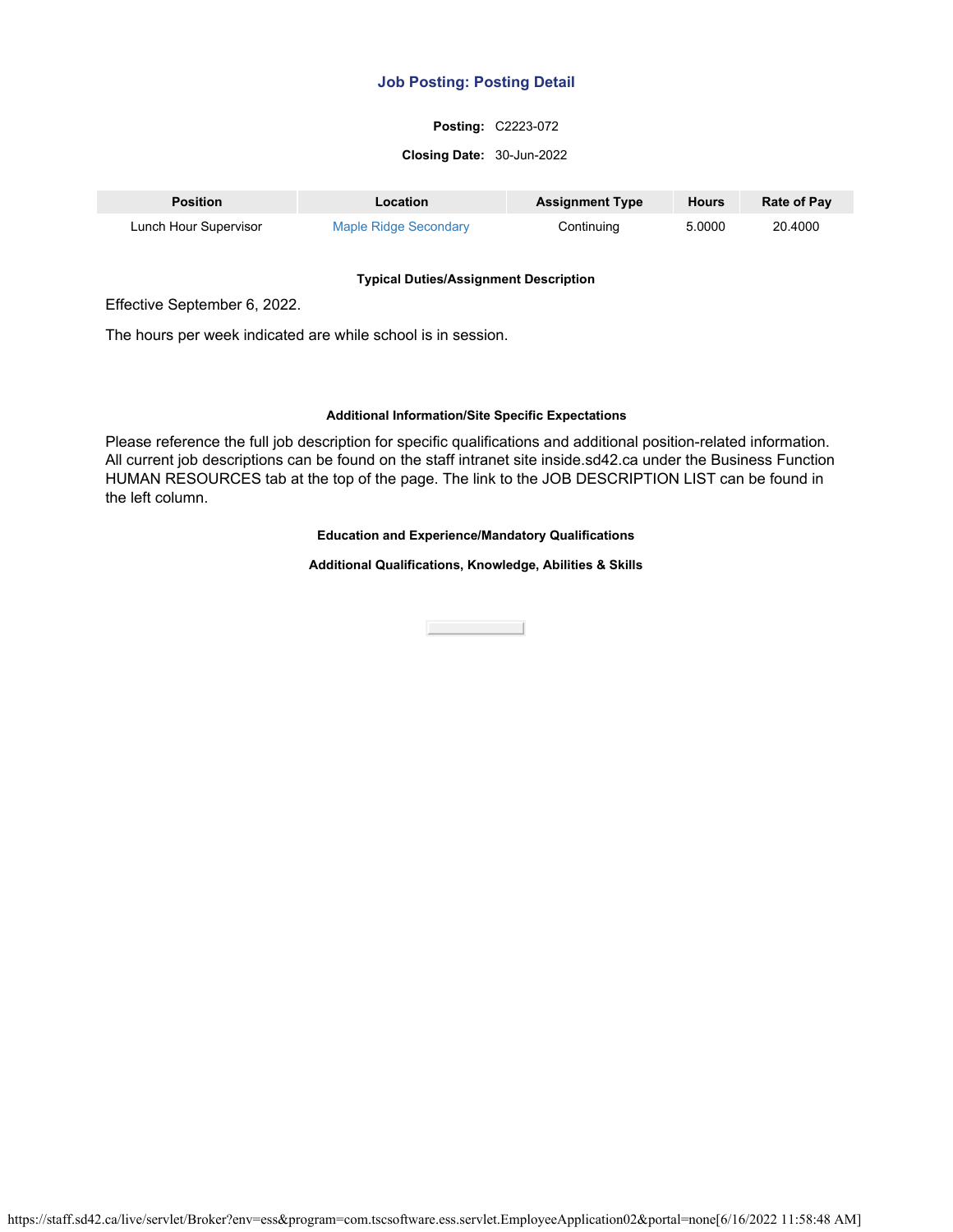## Job Posting: Posting Detail

**Posting:** C2223-072

**Closing Date:** 30-Jun-2022

| Position | Location | Assignment Type | Hours | Rate of Pay |
|---|---|---|---|---|
| Lunch Hour Supervisor | Maple Ridge Secondary | Continuing | 5.0000 | 20.4000 |

#### Typical Duties/Assignment Description

Effective September 6, 2022.

The hours per week indicated are while school is in session.

#### Additional Information/Site Specific Expectations

Please reference the full job description for specific qualifications and additional position-related information. All current job descriptions can be found on the staff intranet site inside.sd42.ca under the Business Function HUMAN RESOURCES tab at the top of the page. The link to the JOB DESCRIPTION LIST can be found in the left column.

#### Education and Experience/Mandatory Qualifications

#### Additional Qualifications, Knowledge, Abilities & Skills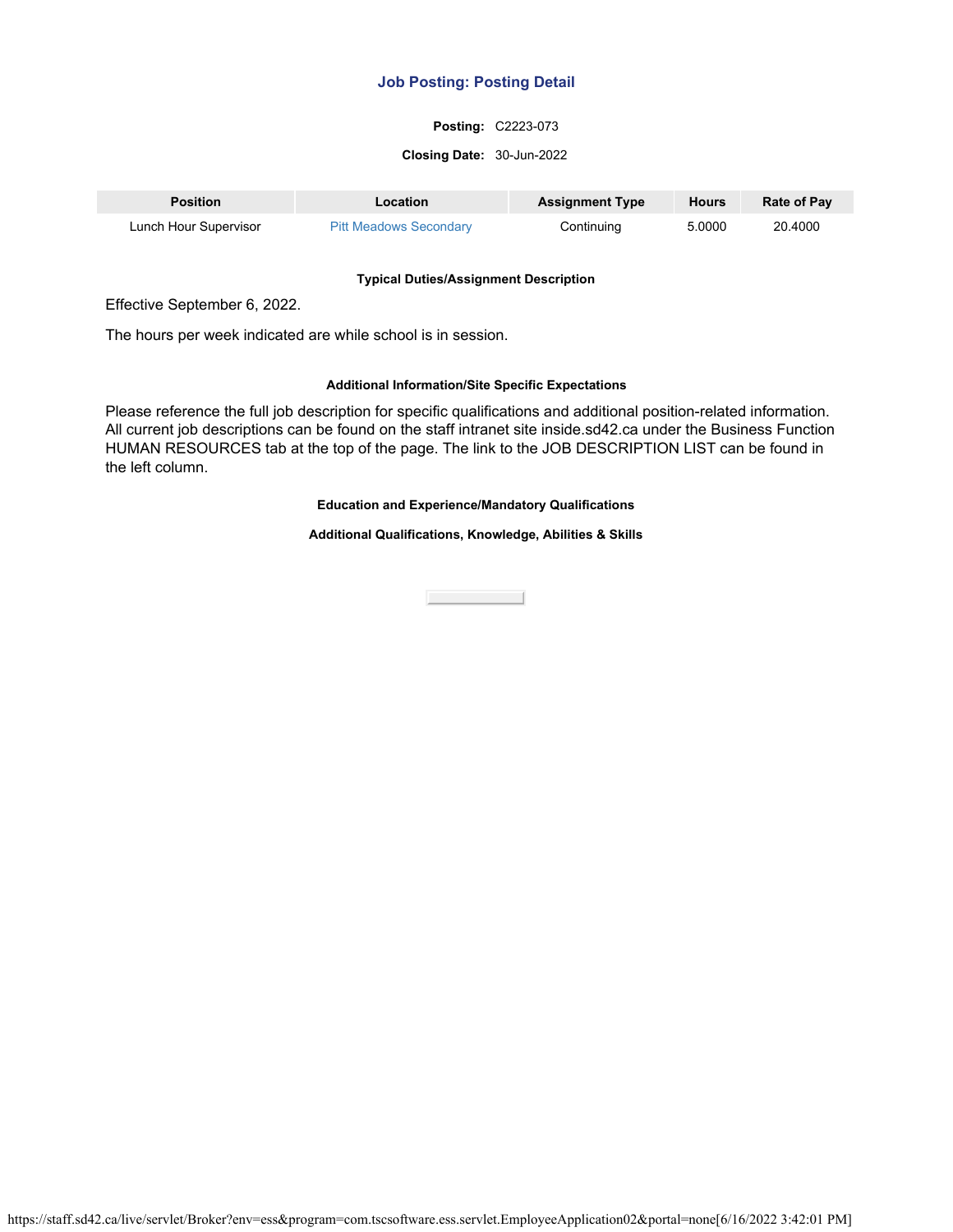## Job Posting: Posting Detail

**Posting:** C2223-073

**Closing Date:** 30-Jun-2022

| Position | Location | Assignment Type | Hours | Rate of Pay |
|---|---|---|---|---|
| Lunch Hour Supervisor | Pitt Meadows Secondary | Continuing | 5.0000 | 20.4000 |

**Typical Duties/Assignment Description**

Effective September 6, 2022.

The hours per week indicated are while school is in session.

**Additional Information/Site Specific Expectations**

Please reference the full job description for specific qualifications and additional position-related information. All current job descriptions can be found on the staff intranet site inside.sd42.ca under the Business Function HUMAN RESOURCES tab at the top of the page. The link to the JOB DESCRIPTION LIST can be found in the left column.

**Education and Experience/Mandatory Qualifications**

**Additional Qualifications, Knowledge, Abilities & Skills**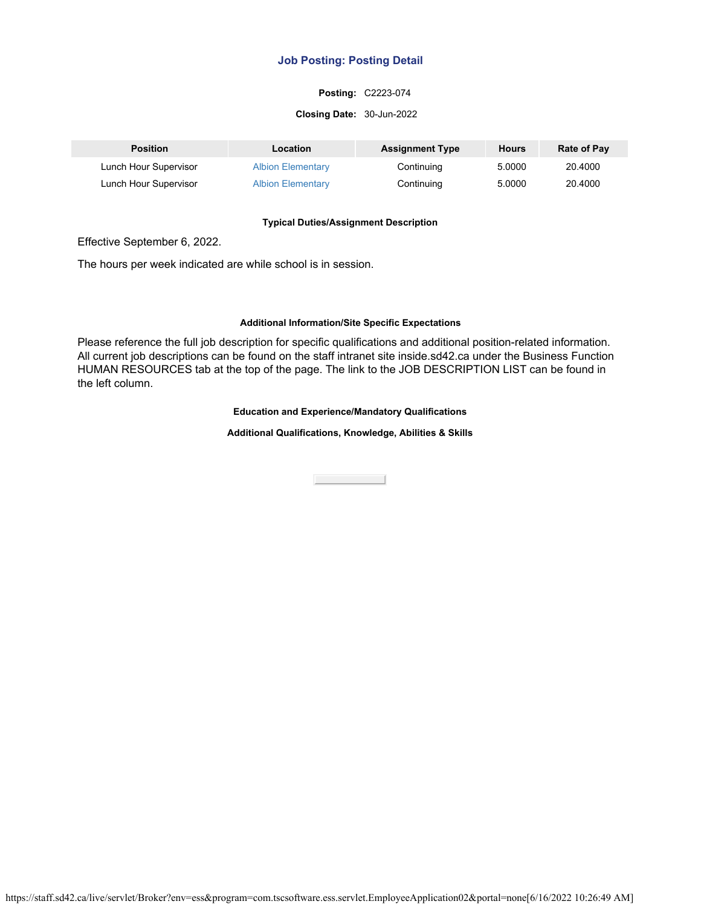## Job Posting: Posting Detail

**Posting:** C2223-074

**Closing Date:** 30-Jun-2022

| Position | Location | Assignment Type | Hours | Rate of Pay |
|---|---|---|---|---|
| Lunch Hour Supervisor | Albion Elementary | Continuing | 5.0000 | 20.4000 |
| Lunch Hour Supervisor | Albion Elementary | Continuing | 5.0000 | 20.4000 |

**Typical Duties/Assignment Description**

Effective September 6, 2022.

The hours per week indicated are while school is in session.

**Additional Information/Site Specific Expectations**

Please reference the full job description for specific qualifications and additional position-related information. All current job descriptions can be found on the staff intranet site inside.sd42.ca under the Business Function HUMAN RESOURCES tab at the top of the page. The link to the JOB DESCRIPTION LIST can be found in the left column.

**Education and Experience/Mandatory Qualifications**

**Additional Qualifications, Knowledge, Abilities & Skills**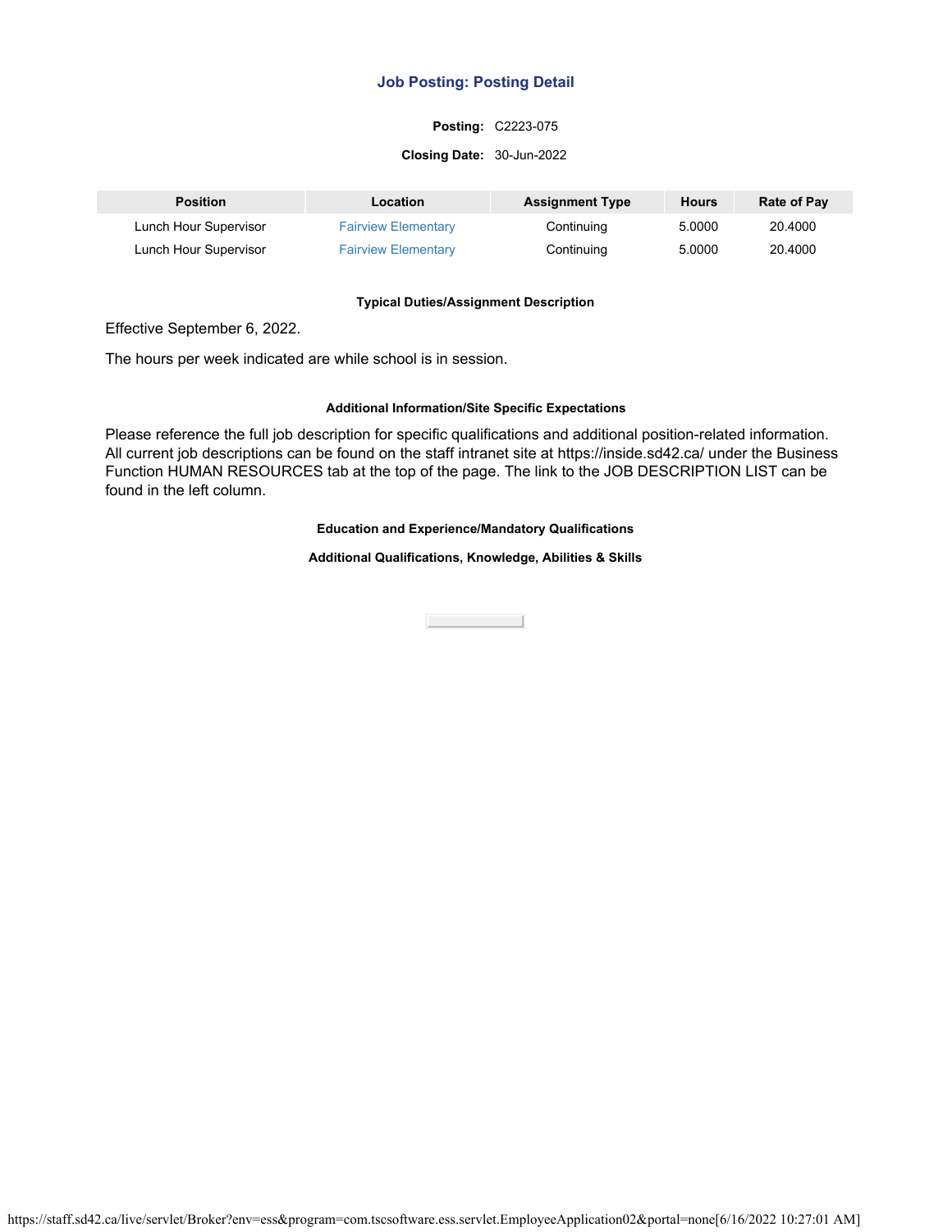## Job Posting: Posting Detail

**Posting:** C2223-075

**Closing Date:** 30-Jun-2022

| Position | Location | Assignment Type | Hours | Rate of Pay |
|---|---|---|---|---|
| Lunch Hour Supervisor | Fairview Elementary | Continuing | 5.0000 | 20.4000 |
| Lunch Hour Supervisor | Fairview Elementary | Continuing | 5.0000 | 20.4000 |

**Typical Duties/Assignment Description**

Effective September 6, 2022.

The hours per week indicated are while school is in session.

**Additional Information/Site Specific Expectations**

Please reference the full job description for specific qualifications and additional position-related information. All current job descriptions can be found on the staff intranet site at https://inside.sd42.ca/ under the Business Function HUMAN RESOURCES tab at the top of the page. The link to the JOB DESCRIPTION LIST can be found in the left column.

**Education and Experience/Mandatory Qualifications**

**Additional Qualifications, Knowledge, Abilities & Skills**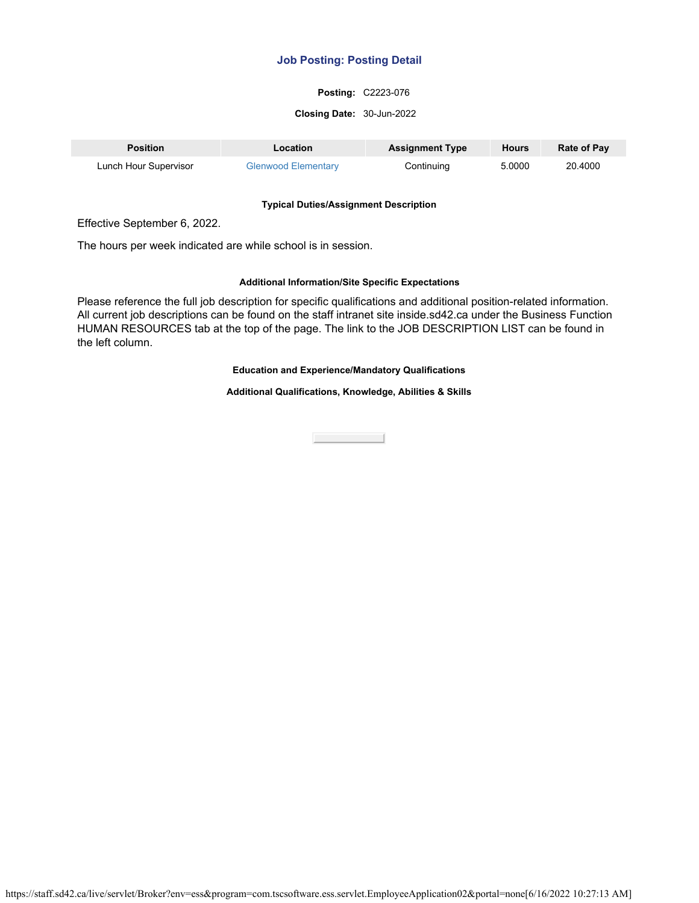## Job Posting: Posting Detail

**Posting:** C2223-076

**Closing Date:** 30-Jun-2022

| Position | Location | Assignment Type | Hours | Rate of Pay |
|---|---|---|---|---|
| Lunch Hour Supervisor | Glenwood Elementary | Continuing | 5.0000 | 20.4000 |

**Typical Duties/Assignment Description**

Effective September 6, 2022.

The hours per week indicated are while school is in session.

**Additional Information/Site Specific Expectations**

Please reference the full job description for specific qualifications and additional position-related information. All current job descriptions can be found on the staff intranet site inside.sd42.ca under the Business Function HUMAN RESOURCES tab at the top of the page. The link to the JOB DESCRIPTION LIST can be found in the left column.

**Education and Experience/Mandatory Qualifications**

**Additional Qualifications, Knowledge, Abilities & Skills**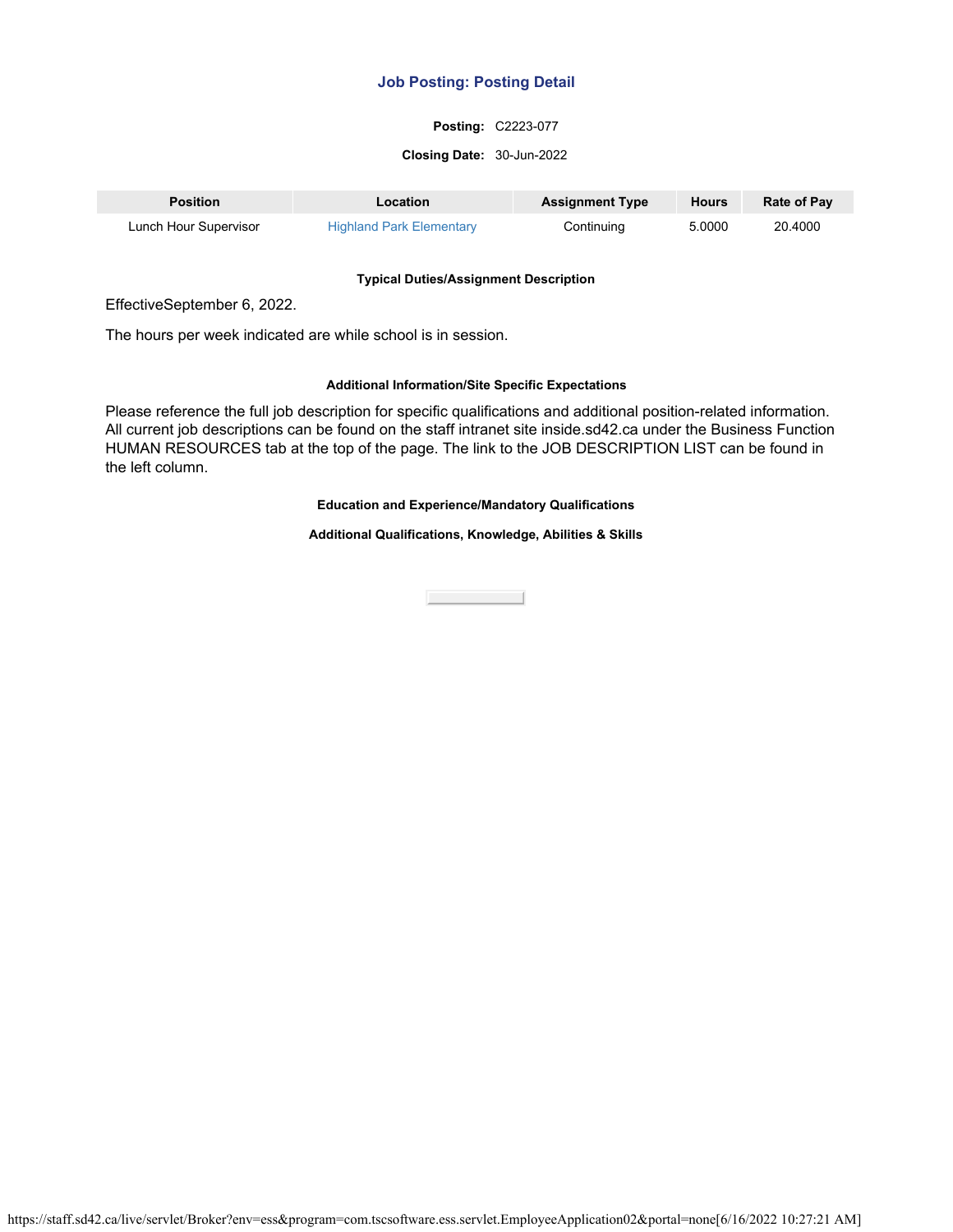## Job Posting: Posting Detail

**Posting:** C2223-077

**Closing Date:** 30-Jun-2022

| Position | Location | Assignment Type | Hours | Rate of Pay |
|---|---|---|---|---|
| Lunch Hour Supervisor | Highland Park Elementary | Continuing | 5.0000 | 20.4000 |

#### Typical Duties/Assignment Description

EffectiveSeptember 6, 2022.

The hours per week indicated are while school is in session.

#### Additional Information/Site Specific Expectations

Please reference the full job description for specific qualifications and additional position-related information. All current job descriptions can be found on the staff intranet site inside.sd42.ca under the Business Function HUMAN RESOURCES tab at the top of the page. The link to the JOB DESCRIPTION LIST can be found in the left column.

#### Education and Experience/Mandatory Qualifications

#### Additional Qualifications, Knowledge, Abilities & Skills

https://staff.sd42.ca/live/servlet/Broker?env=ess&program=com.tscsoftware.ess.servlet.EmployeeApplication02&portal=none[6/16/2022 10:27:21 AM]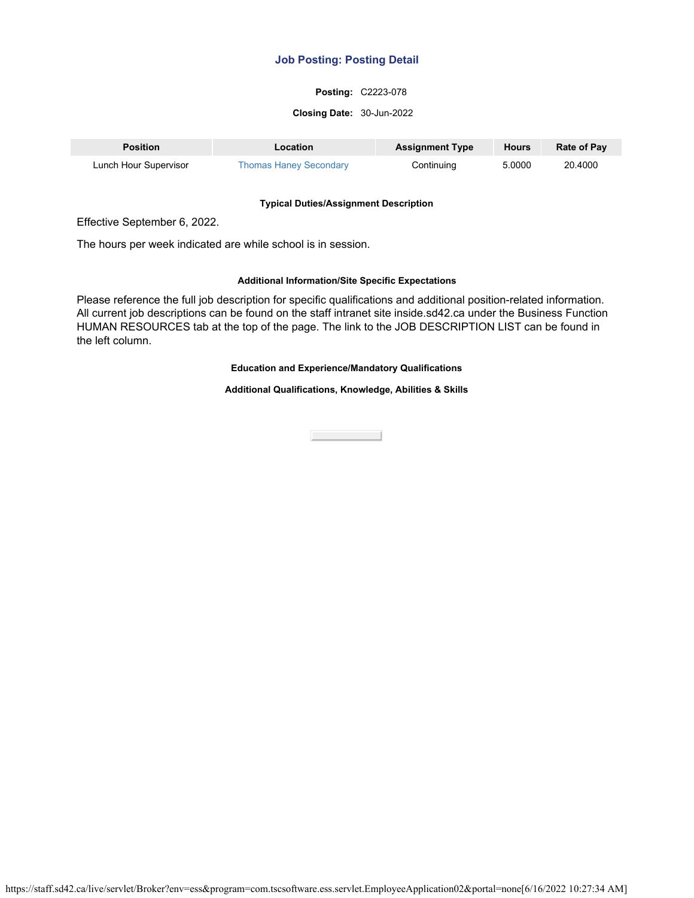# Job Posting: Posting Detail

**Posting:** C2223-078

**Closing Date:** 30-Jun-2022

| Position | Location | Assignment Type | Hours | Rate of Pay |
|---|---|---|---|---|
| Lunch Hour Supervisor | Thomas Haney Secondary | Continuing | 5.0000 | 20.4000 |

### Typical Duties/Assignment Description

Effective September 6, 2022.

The hours per week indicated are while school is in session.

### Additional Information/Site Specific Expectations

Please reference the full job description for specific qualifications and additional position-related information. All current job descriptions can be found on the staff intranet site inside.sd42.ca under the Business Function HUMAN RESOURCES tab at the top of the page. The link to the JOB DESCRIPTION LIST can be found in the left column.

### Education and Experience/Mandatory Qualifications

### Additional Qualifications, Knowledge, Abilities & Skills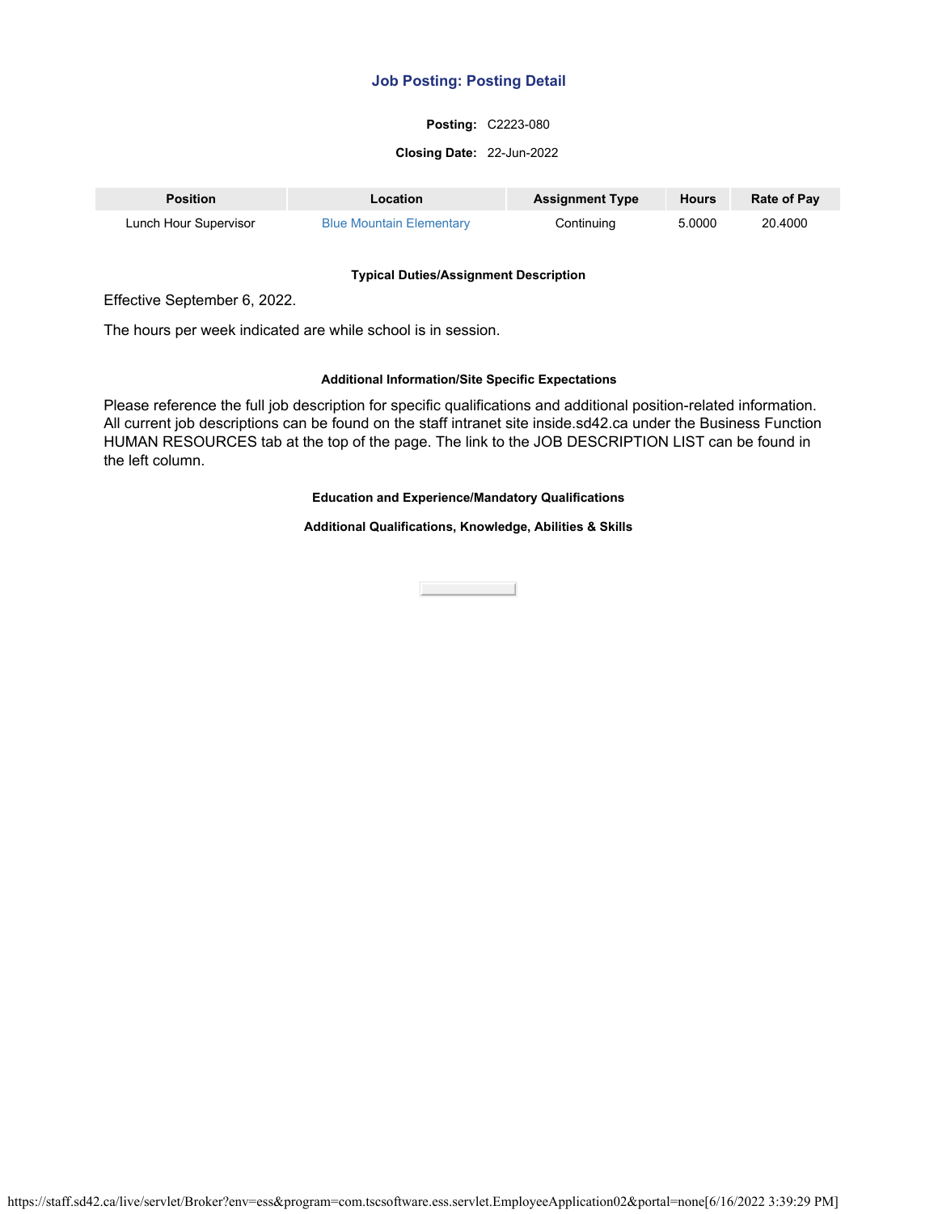## Job Posting: Posting Detail

**Posting:** C2223-080

**Closing Date:** 22-Jun-2022

| Position | Location | Assignment Type | Hours | Rate of Pay |
| --- | --- | --- | --- | --- |
| Lunch Hour Supervisor | Blue Mountain Elementary | Continuing | 5.0000 | 20.4000 |

**Typical Duties/Assignment Description**

Effective September 6, 2022.

The hours per week indicated are while school is in session.

**Additional Information/Site Specific Expectations**

Please reference the full job description for specific qualifications and additional position-related information. All current job descriptions can be found on the staff intranet site inside.sd42.ca under the Business Function HUMAN RESOURCES tab at the top of the page. The link to the JOB DESCRIPTION LIST can be found in the left column.

**Education and Experience/Mandatory Qualifications**

**Additional Qualifications, Knowledge, Abilities & Skills**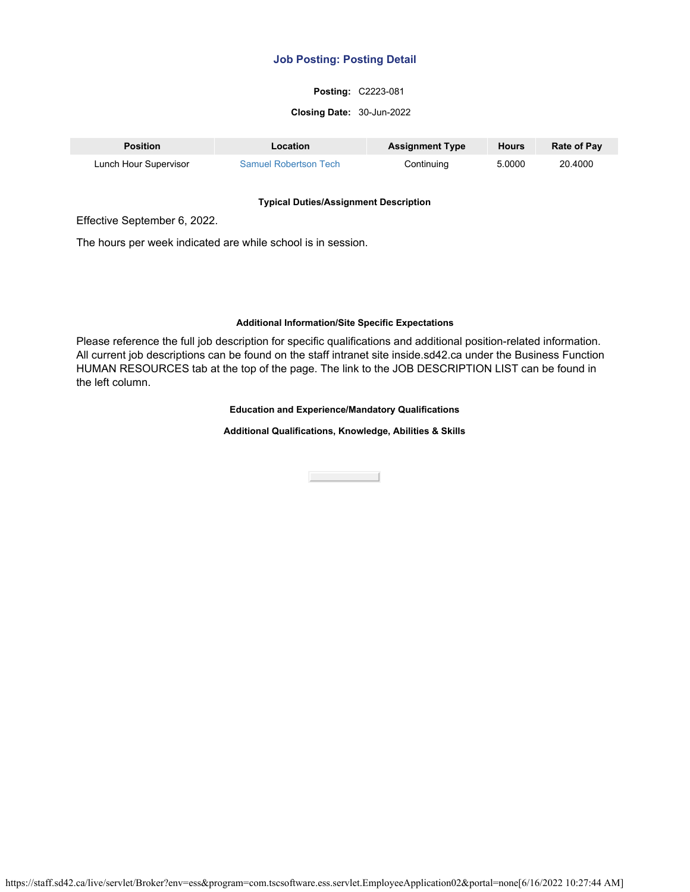## Job Posting: Posting Detail

**Posting:** C2223-081

**Closing Date:** 30-Jun-2022

| Position | Location | Assignment Type | Hours | Rate of Pay |
|---|---|---|---|---|
| Lunch Hour Supervisor | Samuel Robertson Tech | Continuing | 5.0000 | 20.4000 |

**Typical Duties/Assignment Description**

Effective September 6, 2022.

The hours per week indicated are while school is in session.

**Additional Information/Site Specific Expectations**

Please reference the full job description for specific qualifications and additional position-related information. All current job descriptions can be found on the staff intranet site inside.sd42.ca under the Business Function HUMAN RESOURCES tab at the top of the page. The link to the JOB DESCRIPTION LIST can be found in the left column.

**Education and Experience/Mandatory Qualifications**

**Additional Qualifications, Knowledge, Abilities & Skills**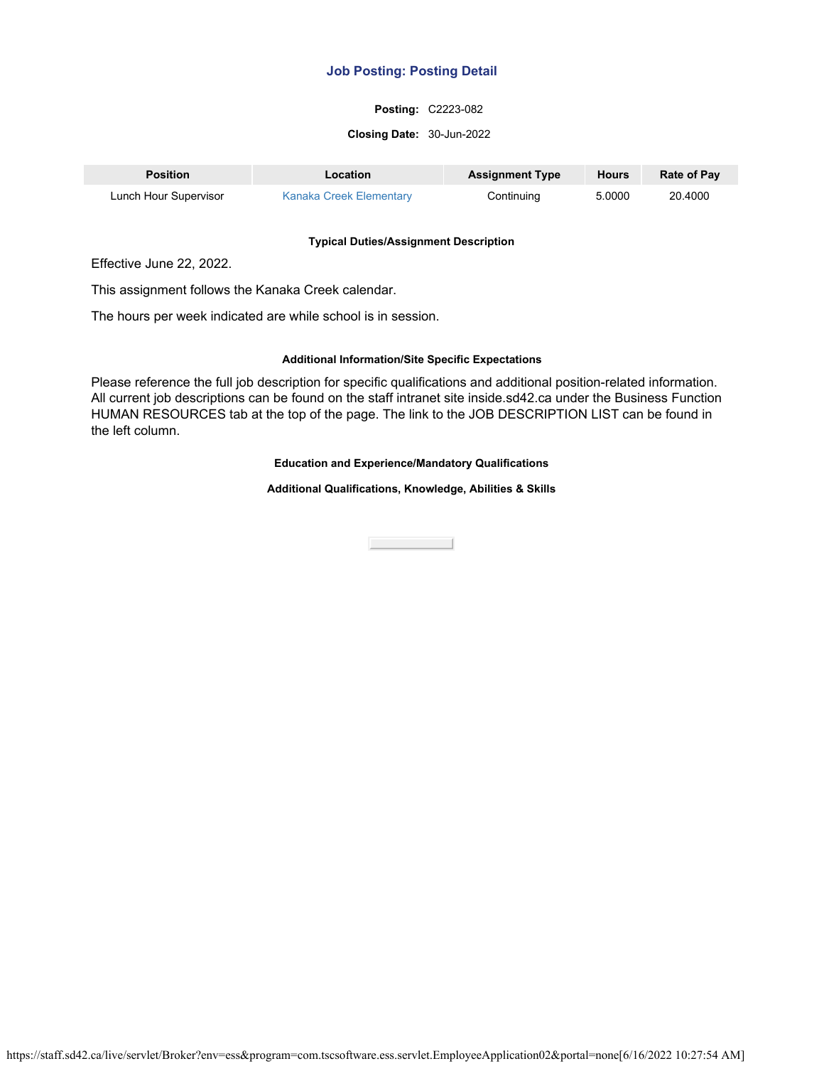## Job Posting: Posting Detail

**Posting:** C2223-082

**Closing Date:** 30-Jun-2022

| Position | Location | Assignment Type | Hours | Rate of Pay |
|---|---|---|---|---|
| Lunch Hour Supervisor | Kanaka Creek Elementary | Continuing | 5.0000 | 20.4000 |

#### Typical Duties/Assignment Description

Effective June 22, 2022.

This assignment follows the Kanaka Creek calendar.

The hours per week indicated are while school is in session.

#### Additional Information/Site Specific Expectations

Please reference the full job description for specific qualifications and additional position-related information. All current job descriptions can be found on the staff intranet site inside.sd42.ca under the Business Function HUMAN RESOURCES tab at the top of the page. The link to the JOB DESCRIPTION LIST can be found in the left column.

#### Education and Experience/Mandatory Qualifications

#### Additional Qualifications, Knowledge, Abilities & Skills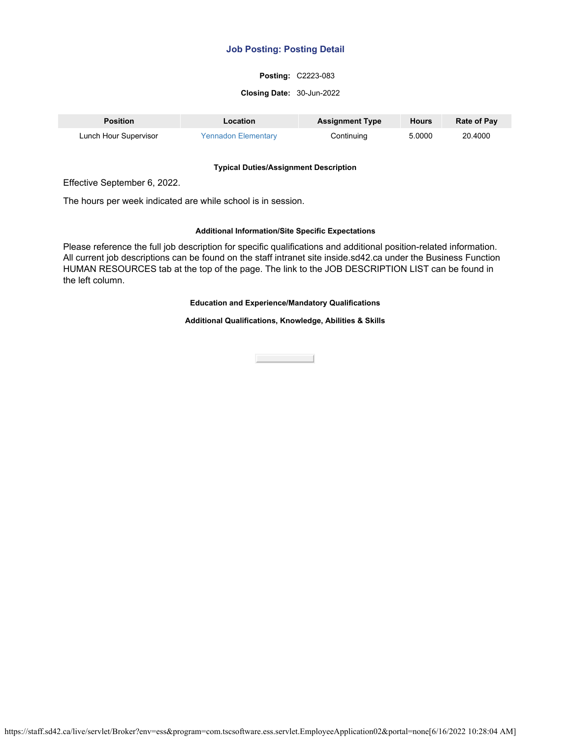## Job Posting: Posting Detail

**Posting:** C2223-083

**Closing Date:** 30-Jun-2022

| Position | Location | Assignment Type | Hours | Rate of Pay |
|---|---|---|---|---|
| Lunch Hour Supervisor | Yennadon Elementary | Continuing | 5.0000 | 20.4000 |

**Typical Duties/Assignment Description**

Effective September 6, 2022.

The hours per week indicated are while school is in session.

**Additional Information/Site Specific Expectations**

Please reference the full job description for specific qualifications and additional position-related information. All current job descriptions can be found on the staff intranet site inside.sd42.ca under the Business Function HUMAN RESOURCES tab at the top of the page. The link to the JOB DESCRIPTION LIST can be found in the left column.

**Education and Experience/Mandatory Qualifications**

**Additional Qualifications, Knowledge, Abilities & Skills**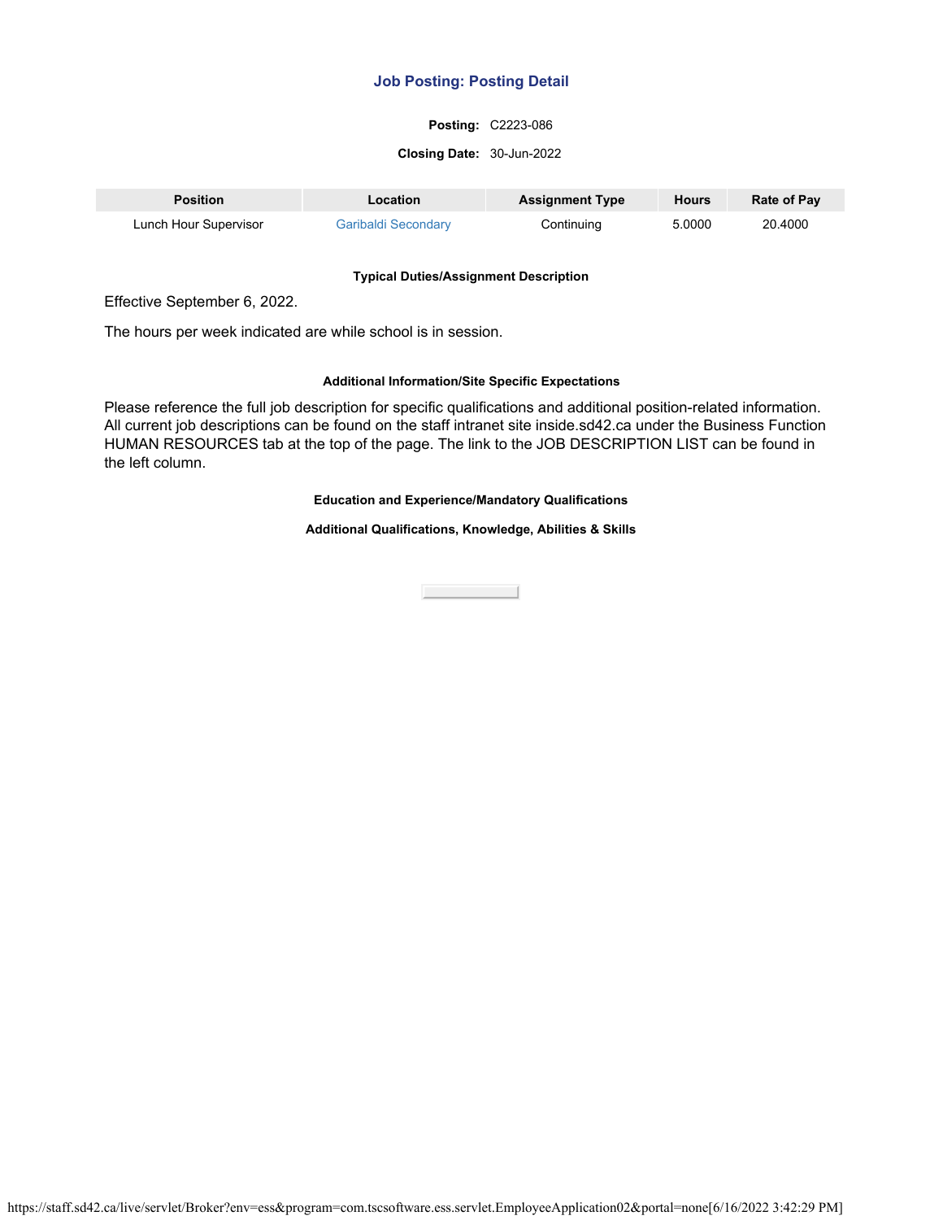## Job Posting: Posting Detail

**Posting:** C2223-086

**Closing Date:** 30-Jun-2022

| Position | Location | Assignment Type | Hours | Rate of Pay |
|---|---|---|---|---|
| Lunch Hour Supervisor | Garibaldi Secondary | Continuing | 5.0000 | 20.4000 |

#### Typical Duties/Assignment Description

Effective September 6, 2022.

The hours per week indicated are while school is in session.

#### Additional Information/Site Specific Expectations

Please reference the full job description for specific qualifications and additional position-related information. All current job descriptions can be found on the staff intranet site inside.sd42.ca under the Business Function HUMAN RESOURCES tab at the top of the page. The link to the JOB DESCRIPTION LIST can be found in the left column.

#### Education and Experience/Mandatory Qualifications

#### Additional Qualifications, Knowledge, Abilities & Skills